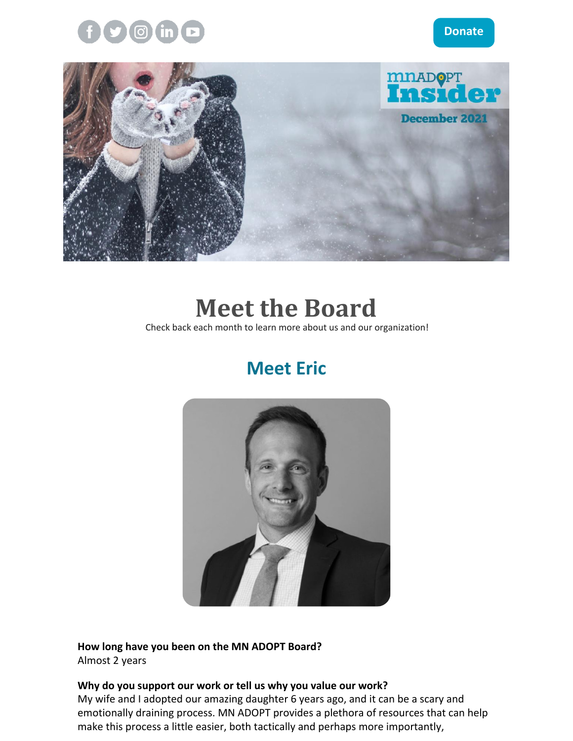Donate

# Meet the Board

Check back each month to learn more about us and our organization!

## Meet Eric

**How long have you been on the MN ADOPT Board?**
Almost 2 years

**Why do you support our work or tell us why you value our work?**
My wife and I adopted our amazing daughter 6 years ago, and it can be a scary and emotionally draining process. MN ADOPT provides a plethora of resources that can help make this process a little easier, both tactically and perhaps more importantly,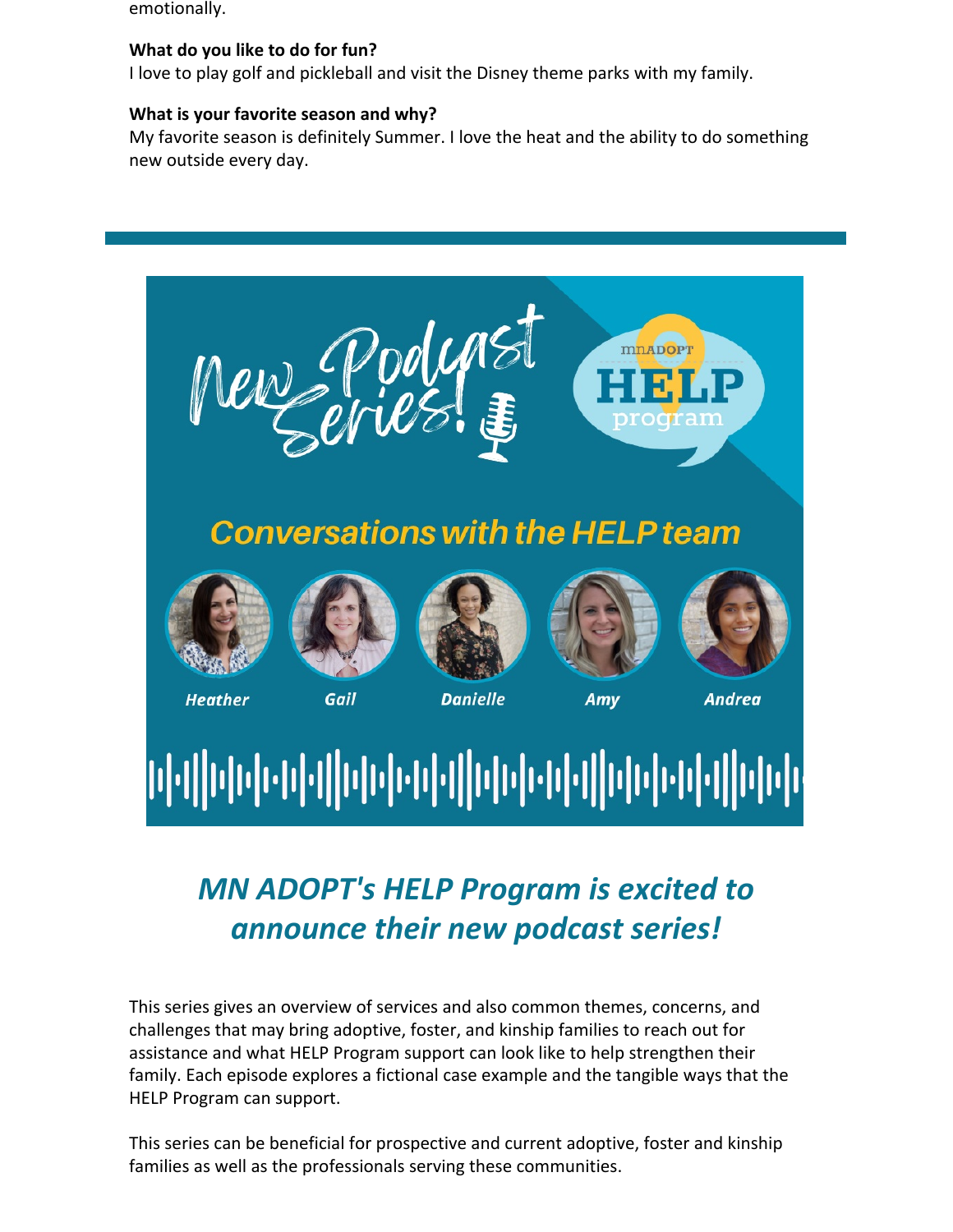emotionally.

**What do you like to do for fun?**
I love to play golf and pickleball and visit the Disney theme parks with my family.

**What is your favorite season and why?**
My favorite season is definitely Summer. I love the heat and the ability to do something new outside every day.

---

New Podcast Series!

mnADOPT HELP program

Conversations with the HELP team

Heather Gail Danielle Amy Andrea

## *MN ADOPT's HELP Program is excited to announce their new podcast series!*

This series gives an overview of services and also common themes, concerns, and challenges that may bring adoptive, foster, and kinship families to reach out for assistance and what HELP Program support can look like to help strengthen their family. Each episode explores a fictional case example and the tangible ways that the HELP Program can support.

This series can be beneficial for prospective and current adoptive, foster and kinship families as well as the professionals serving these communities.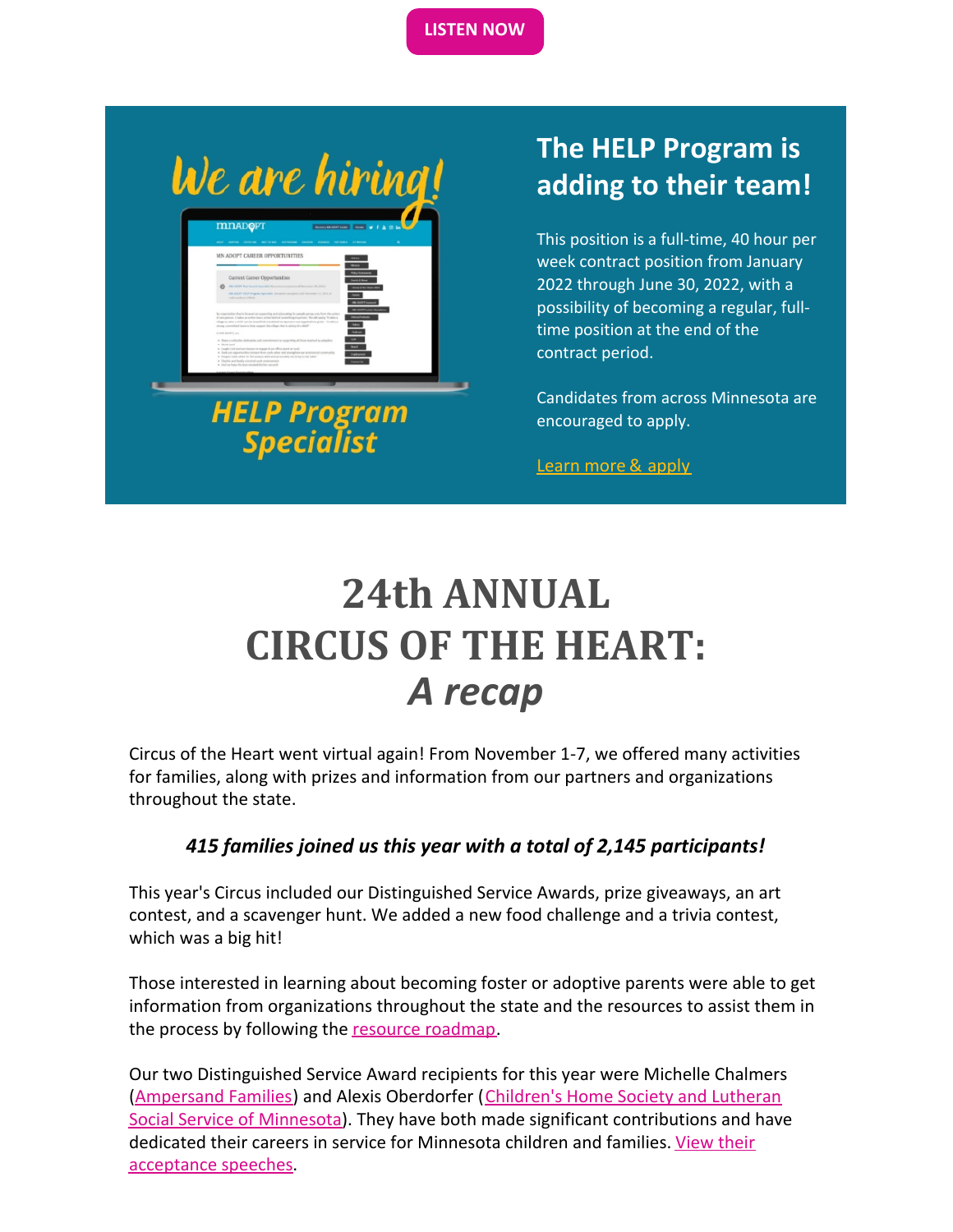LISTEN NOW

We are hiring!

HELP Program Specialist

## The HELP Program is adding to their team!

This position is a full-time, 40 hour per week contract position from January 2022 through June 30, 2022, with a possibility of becoming a regular, full-time position at the end of the contract period.

Candidates from across Minnesota are encouraged to apply.

Learn more & apply

# 24th ANNUAL CIRCUS OF THE HEART: *A recap*

Circus of the Heart went virtual again! From November 1-7, we offered many activities for families, along with prizes and information from our partners and organizations throughout the state.

***415 families joined us this year with a total of 2,145 participants!***

This year's Circus included our Distinguished Service Awards, prize giveaways, an art contest, and a scavenger hunt. We added a new food challenge and a trivia contest, which was a big hit!

Those interested in learning about becoming foster or adoptive parents were able to get information from organizations throughout the state and the resources to assist them in the process by following the resource roadmap.

Our two Distinguished Service Award recipients for this year were Michelle Chalmers (Ampersand Families) and Alexis Oberdorfer (Children's Home Society and Lutheran Social Service of Minnesota). They have both made significant contributions and have dedicated their careers in service for Minnesota children and families. View their acceptance speeches.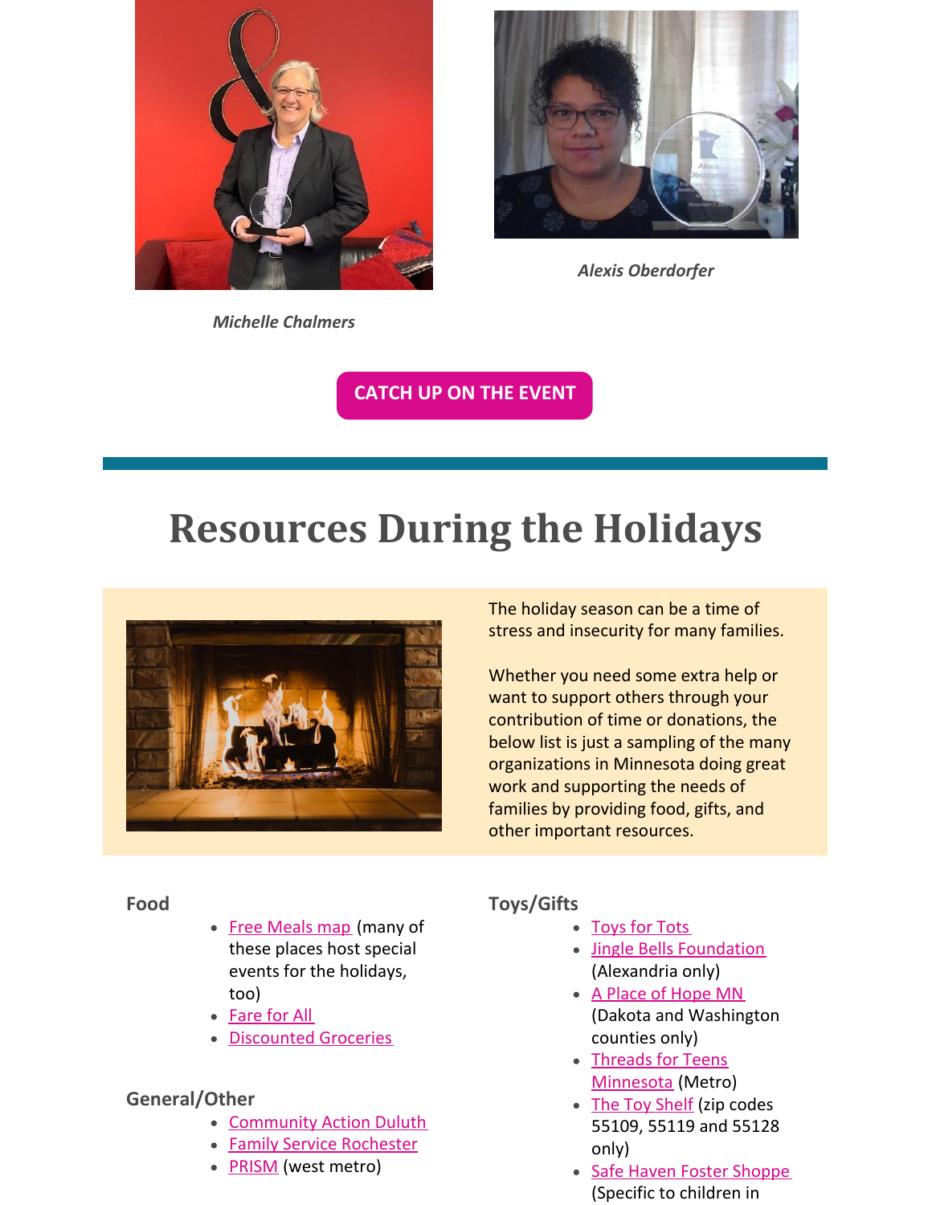*Michelle Chalmers*

*Alexis Oberdorfer*

CATCH UP ON THE EVENT

# Resources During the Holidays

The holiday season can be a time of stress and insecurity for many families.

Whether you need some extra help or want to support others through your contribution of time or donations, the below list is just a sampling of the many organizations in Minnesota doing great work and supporting the needs of families by providing food, gifts, and other important resources.

**Food**

- Free Meals map (many of these places host special events for the holidays, too)
- Fare for All
- Discounted Groceries

**General/Other**

- Community Action Duluth
- Family Service Rochester
- PRISM (west metro)

**Toys/Gifts**

- Toys for Tots
- Jingle Bells Foundation (Alexandria only)
- A Place of Hope MN (Dakota and Washington counties only)
- Threads for Teens Minnesota (Metro)
- The Toy Shelf (zip codes 55109, 55119 and 55128 only)
- Safe Haven Foster Shoppe (Specific to children in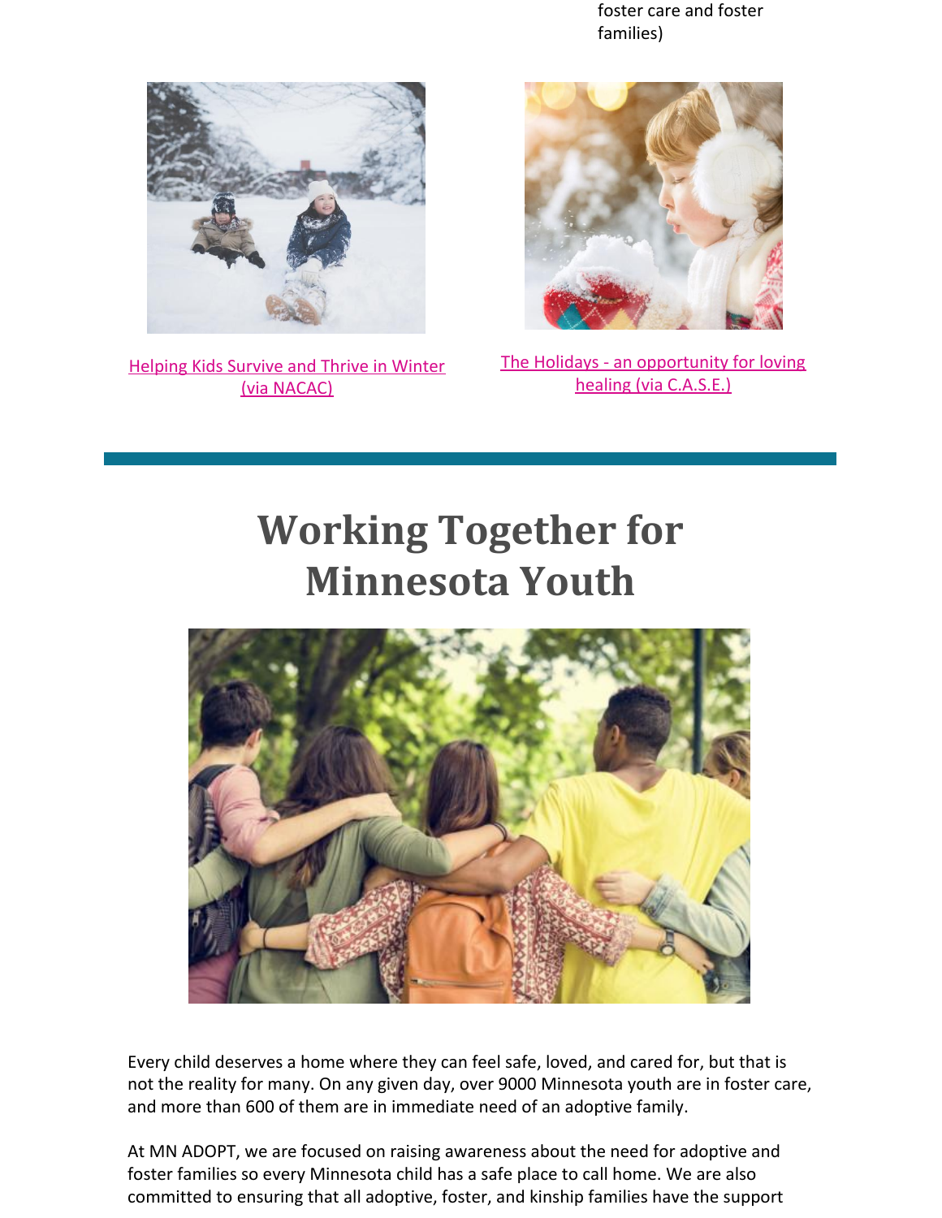foster care and foster families)

Helping Kids Survive and Thrive in Winter (via NACAC)

The Holidays - an opportunity for loving healing (via C.A.S.E.)

# Working Together for Minnesota Youth

Every child deserves a home where they can feel safe, loved, and cared for, but that is not the reality for many. On any given day, over 9000 Minnesota youth are in foster care, and more than 600 of them are in immediate need of an adoptive family.

At MN ADOPT, we are focused on raising awareness about the need for adoptive and foster families so every Minnesota child has a safe place to call home. We are also committed to ensuring that all adoptive, foster, and kinship families have the support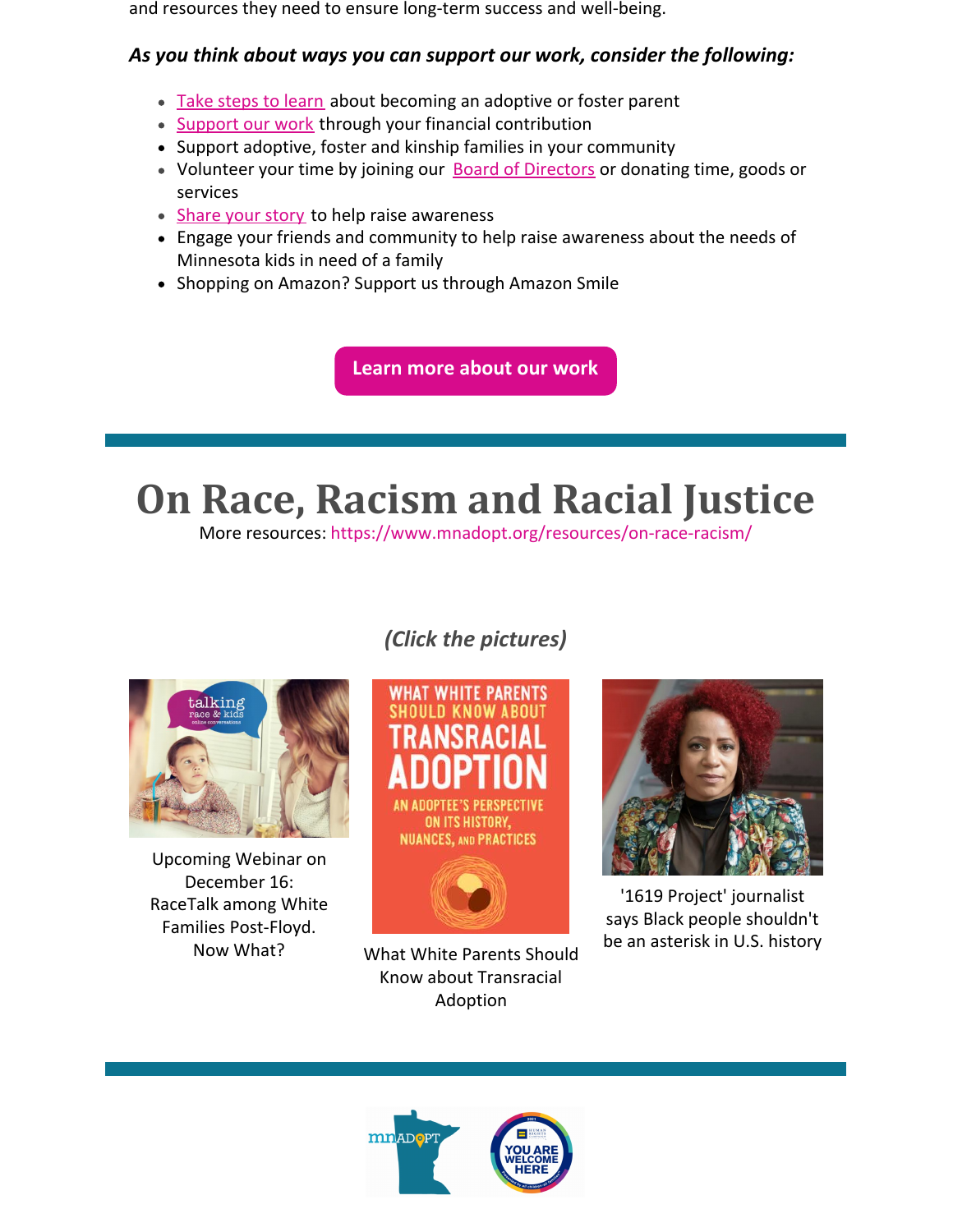and resources they need to ensure long-term success and well-being.

***As you think about ways you can support our work, consider the following:***

- Take steps to learn about becoming an adoptive or foster parent
- Support our work through your financial contribution
- Support adoptive, foster and kinship families in your community
- Volunteer your time by joining our Board of Directors or donating time, goods or services
- Share your story to help raise awareness
- Engage your friends and community to help raise awareness about the needs of Minnesota kids in need of a family
- Shopping on Amazon? Support us through Amazon Smile

**Learn more about our work**

# On Race, Racism and Racial Justice

More resources: https://www.mnadopt.org/resources/on-race-racism/

***(Click the pictures)***

Upcoming Webinar on December 16: RaceTalk among White Families Post-Floyd. Now What?

What White Parents Should Know about Transracial Adoption

'1619 Project' journalist says Black people shouldn't be an asterisk in U.S. history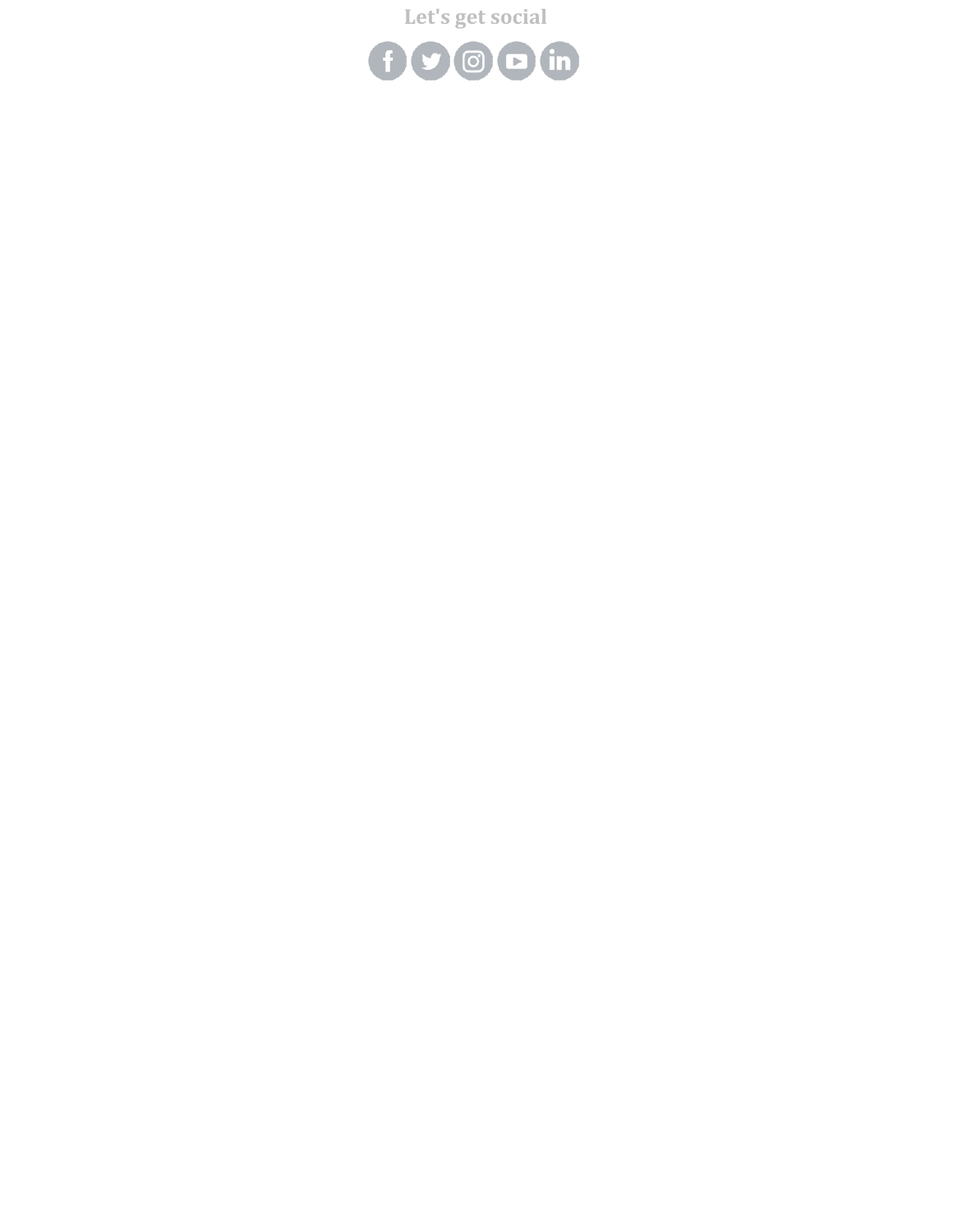Let's get social